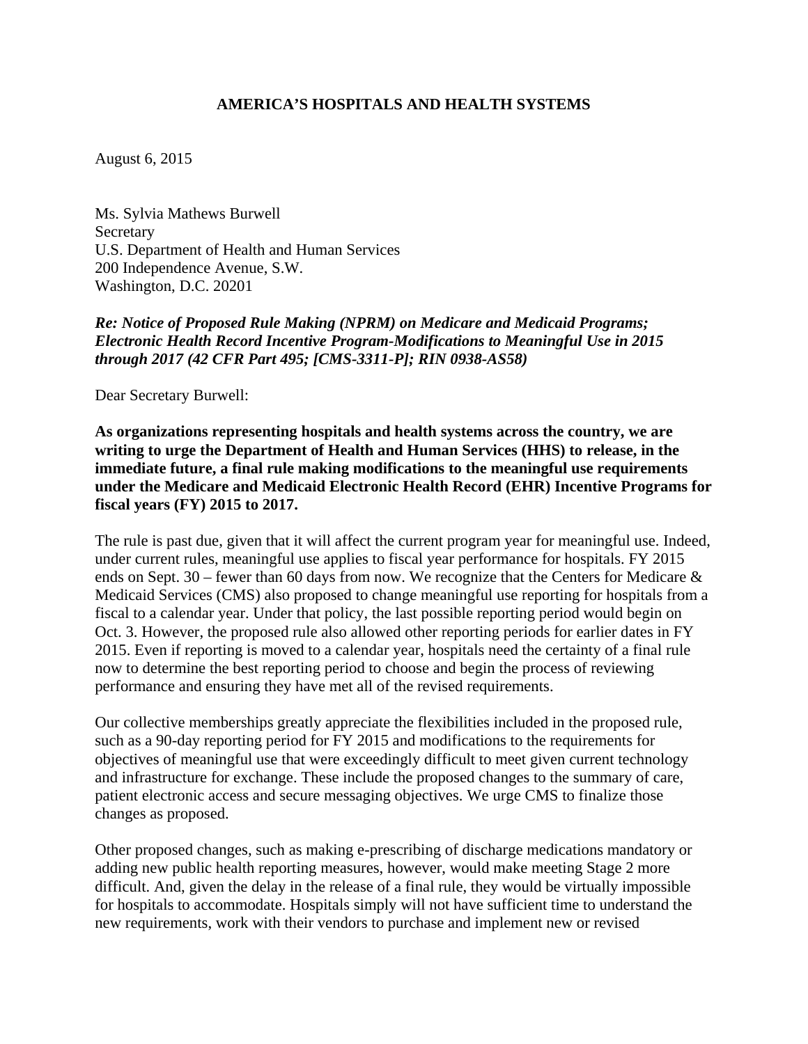**AMERICA'S HOSPITALS AND HEALTH SYSTEMS**

August 6, 2015

Ms. Sylvia Mathews Burwell
Secretary
U.S. Department of Health and Human Services
200 Independence Avenue, S.W.
Washington, D.C. 20201

***Re: Notice of Proposed Rule Making (NPRM) on Medicare and Medicaid Programs; Electronic Health Record Incentive Program-Modifications to Meaningful Use in 2015 through 2017 (42 CFR Part 495; [CMS-3311-P]; RIN 0938-AS58)***

Dear Secretary Burwell:

**As organizations representing hospitals and health systems across the country, we are writing to urge the Department of Health and Human Services (HHS) to release, in the immediate future, a final rule making modifications to the meaningful use requirements under the Medicare and Medicaid Electronic Health Record (EHR) Incentive Programs for fiscal years (FY) 2015 to 2017.**

The rule is past due, given that it will affect the current program year for meaningful use. Indeed, under current rules, meaningful use applies to fiscal year performance for hospitals. FY 2015 ends on Sept. 30 – fewer than 60 days from now. We recognize that the Centers for Medicare & Medicaid Services (CMS) also proposed to change meaningful use reporting for hospitals from a fiscal to a calendar year. Under that policy, the last possible reporting period would begin on Oct. 3. However, the proposed rule also allowed other reporting periods for earlier dates in FY 2015. Even if reporting is moved to a calendar year, hospitals need the certainty of a final rule now to determine the best reporting period to choose and begin the process of reviewing performance and ensuring they have met all of the revised requirements.

Our collective memberships greatly appreciate the flexibilities included in the proposed rule, such as a 90-day reporting period for FY 2015 and modifications to the requirements for objectives of meaningful use that were exceedingly difficult to meet given current technology and infrastructure for exchange. These include the proposed changes to the summary of care, patient electronic access and secure messaging objectives. We urge CMS to finalize those changes as proposed.

Other proposed changes, such as making e-prescribing of discharge medications mandatory or adding new public health reporting measures, however, would make meeting Stage 2 more difficult. And, given the delay in the release of a final rule, they would be virtually impossible for hospitals to accommodate. Hospitals simply will not have sufficient time to understand the new requirements, work with their vendors to purchase and implement new or revised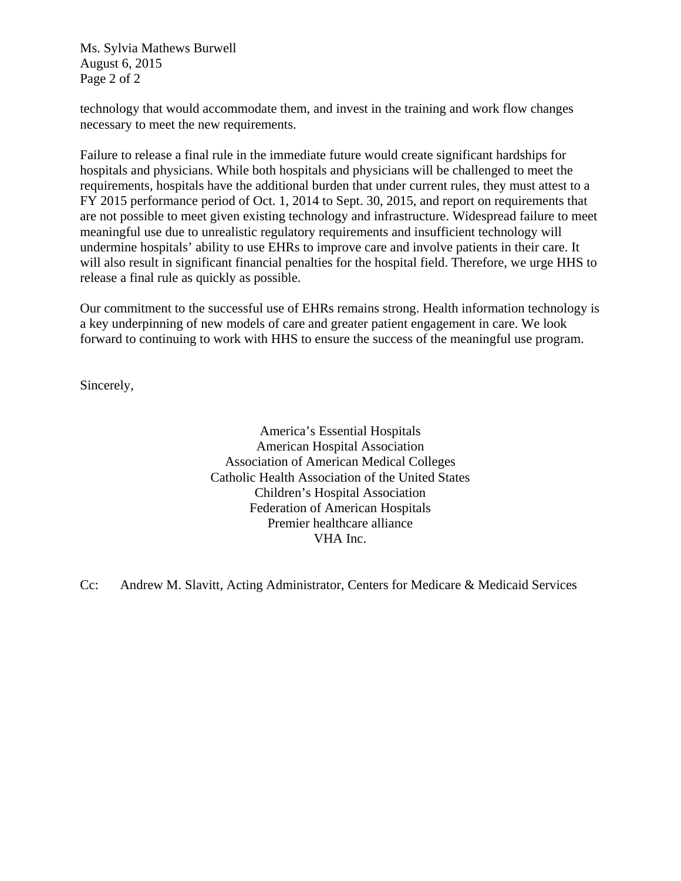technology that would accommodate them, and invest in the training and work flow changes necessary to meet the new requirements.

Failure to release a final rule in the immediate future would create significant hardships for hospitals and physicians. While both hospitals and physicians will be challenged to meet the requirements, hospitals have the additional burden that under current rules, they must attest to a FY 2015 performance period of Oct. 1, 2014 to Sept. 30, 2015, and report on requirements that are not possible to meet given existing technology and infrastructure. Widespread failure to meet meaningful use due to unrealistic regulatory requirements and insufficient technology will undermine hospitals' ability to use EHRs to improve care and involve patients in their care. It will also result in significant financial penalties for the hospital field. Therefore, we urge HHS to release a final rule as quickly as possible.

Our commitment to the successful use of EHRs remains strong. Health information technology is a key underpinning of new models of care and greater patient engagement in care. We look forward to continuing to work with HHS to ensure the success of the meaningful use program.

Sincerely,

America's Essential Hospitals
American Hospital Association
Association of American Medical Colleges
Catholic Health Association of the United States
Children's Hospital Association
Federation of American Hospitals
Premier healthcare alliance
VHA Inc.

Cc: Andrew M. Slavitt, Acting Administrator, Centers for Medicare & Medicaid Services